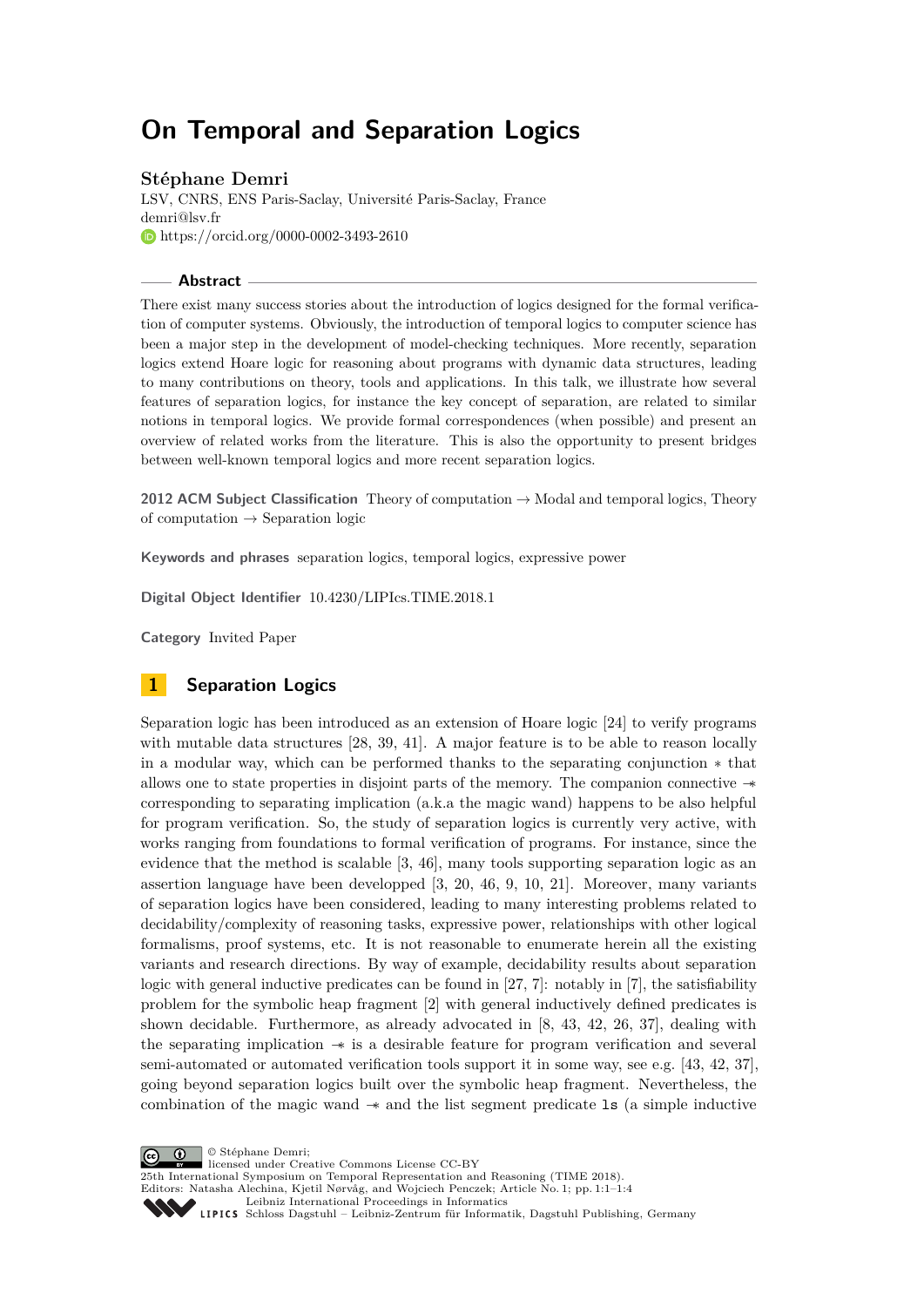# On Temporal and Separation Logics

**Stéphane Demri**

LSV, CNRS, ENS Paris-Saclay, Université Paris-Saclay, France
demri@lsv.fr
https://orcid.org/0000-0002-3493-2610

## Abstract

There exist many success stories about the introduction of logics designed for the formal verification of computer systems. Obviously, the introduction of temporal logics to computer science has been a major step in the development of model-checking techniques. More recently, separation logics extend Hoare logic for reasoning about programs with dynamic data structures, leading to many contributions on theory, tools and applications. In this talk, we illustrate how several features of separation logics, for instance the key concept of separation, are related to similar notions in temporal logics. We provide formal correspondences (when possible) and present an overview of related works from the literature. This is also the opportunity to present bridges between well-known temporal logics and more recent separation logics.

**2012 ACM Subject Classification** Theory of computation → Modal and temporal logics, Theory of computation → Separation logic

**Keywords and phrases** separation logics, temporal logics, expressive power

**Digital Object Identifier** 10.4230/LIPIcs.TIME.2018.1

**Category** Invited Paper

## 1 Separation Logics

Separation logic has been introduced as an extension of Hoare logic [24] to verify programs with mutable data structures [28, 39, 41]. A major feature is to be able to reason locally in a modular way, which can be performed thanks to the separating conjunction $*$ that allows one to state properties in disjoint parts of the memory. The companion connective $-\!\!*$ corresponding to separating implication (a.k.a the magic wand) happens to be also helpful for program verification. So, the study of separation logics is currently very active, with works ranging from foundations to formal verification of programs. For instance, since the evidence that the method is scalable [3, 46], many tools supporting separation logic as an assertion language have been developped [3, 20, 46, 9, 10, 21]. Moreover, many variants of separation logics have been considered, leading to many interesting problems related to decidability/complexity of reasoning tasks, expressive power, relationships with other logical formalisms, proof systems, etc. It is not reasonable to enumerate herein all the existing variants and research directions. By way of example, decidability results about separation logic with general inductive predicates can be found in [27, 7]: notably in [7], the satisfiability problem for the symbolic heap fragment [2] with general inductively defined predicates is shown decidable. Furthermore, as already advocated in [8, 43, 42, 26, 37], dealing with the separating implication $-\!\!*$ is a desirable feature for program verification and several semi-automated or automated verification tools support it in some way, see e.g. [43, 42, 37], going beyond separation logics built over the symbolic heap fragment. Nevertheless, the combination of the magic wand $-\!\!*$ and the list segment predicate `ls` (a simple inductive

© Stéphane Demri;
licensed under Creative Commons License CC-BY
25th International Symposium on Temporal Representation and Reasoning (TIME 2018).
Editors: Natasha Alechina, Kjetil Nørvåg, and Wojciech Penczek; Article No. 1; pp. 1:1–1:4
Leibniz International Proceedings in Informatics
Schloss Dagstuhl – Leibniz-Zentrum für Informatik, Dagstuhl Publishing, Germany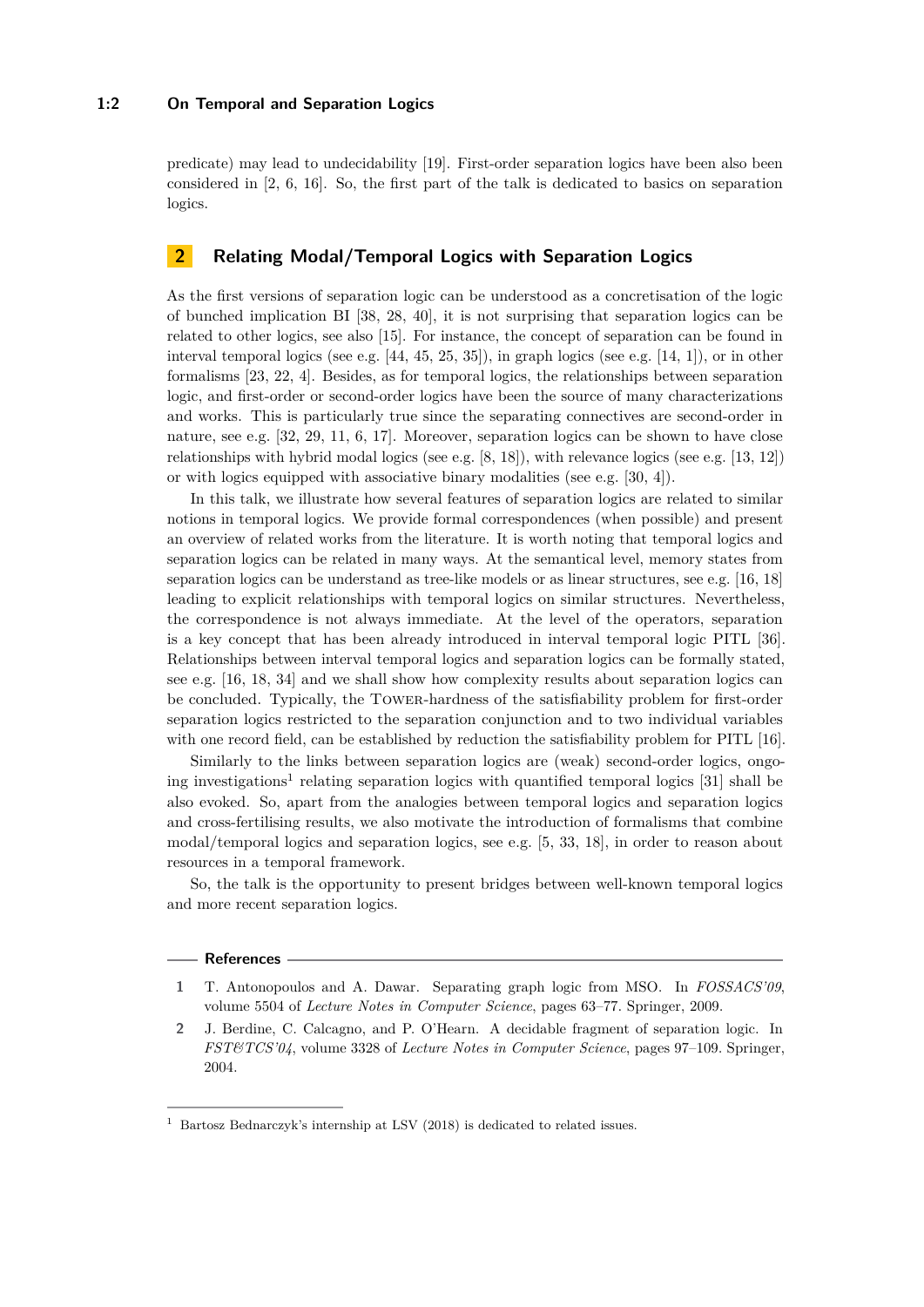predicate) may lead to undecidability [19]. First-order separation logics have been also been considered in [2, 6, 16]. So, the first part of the talk is dedicated to basics on separation logics.

## 2 Relating Modal/Temporal Logics with Separation Logics

As the first versions of separation logic can be understood as a concretisation of the logic of bunched implication BI [38, 28, 40], it is not surprising that separation logics can be related to other logics, see also [15]. For instance, the concept of separation can be found in interval temporal logics (see e.g. [44, 45, 25, 35]), in graph logics (see e.g. [14, 1]), or in other formalisms [23, 22, 4]. Besides, as for temporal logics, the relationships between separation logic, and first-order or second-order logics have been the source of many characterizations and works. This is particularly true since the separating connectives are second-order in nature, see e.g. [32, 29, 11, 6, 17]. Moreover, separation logics can be shown to have close relationships with hybrid modal logics (see e.g. [8, 18]), with relevance logics (see e.g. [13, 12]) or with logics equipped with associative binary modalities (see e.g. [30, 4]).

In this talk, we illustrate how several features of separation logics are related to similar notions in temporal logics. We provide formal correspondences (when possible) and present an overview of related works from the literature. It is worth noting that temporal logics and separation logics can be related in many ways. At the semantical level, memory states from separation logics can be understand as tree-like models or as linear structures, see e.g. [16, 18] leading to explicit relationships with temporal logics on similar structures. Nevertheless, the correspondence is not always immediate. At the level of the operators, separation is a key concept that has been already introduced in interval temporal logic PITL [36]. Relationships between interval temporal logics and separation logics can be formally stated, see e.g. [16, 18, 34] and we shall show how complexity results about separation logics can be concluded. Typically, the Tower-hardness of the satisfiability problem for first-order separation logics restricted to the separation conjunction and to two individual variables with one record field, can be established by reduction the satisfiability problem for PITL [16].

Similarly to the links between separation logics are (weak) second-order logics, ongoing investigations[1] relating separation logics with quantified temporal logics [31] shall be also evoked. So, apart from the analogies between temporal logics and separation logics and cross-fertilising results, we also motivate the introduction of formalisms that combine modal/temporal logics and separation logics, see e.g. [5, 33, 18], in order to reason about resources in a temporal framework.

So, the talk is the opportunity to present bridges between well-known temporal logics and more recent separation logics.

### References

1. T. Antonopoulos and A. Dawar. Separating graph logic from MSO. In *FOSSACS'09*, volume 5504 of *Lecture Notes in Computer Science*, pages 63–77. Springer, 2009.
2. J. Berdine, C. Calcagno, and P. O'Hearn. A decidable fragment of separation logic. In *FST&TCS'04*, volume 3328 of *Lecture Notes in Computer Science*, pages 97–109. Springer, 2004.

[1] Bartosz Bednarczyk's internship at LSV (2018) is dedicated to related issues.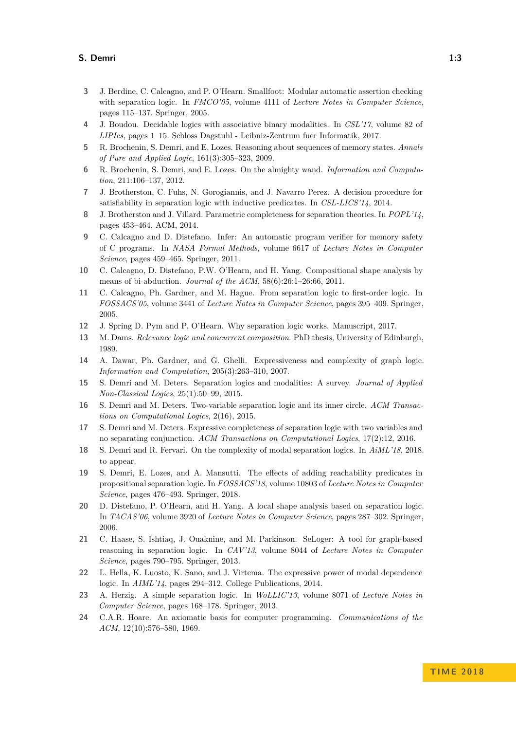3. J. Berdine, C. Calcagno, and P. O'Hearn. Smallfoot: Modular automatic assertion checking with separation logic. In *FMCO'05*, volume 4111 of *Lecture Notes in Computer Science*, pages 115–137. Springer, 2005.
4. J. Boudou. Decidable logics with associative binary modalities. In *CSL'17*, volume 82 of *LIPIcs*, pages 1–15. Schloss Dagstuhl - Leibniz-Zentrum fuer Informatik, 2017.
5. R. Brochenin, S. Demri, and E. Lozes. Reasoning about sequences of memory states. *Annals of Pure and Applied Logic*, 161(3):305–323, 2009.
6. R. Brochenin, S. Demri, and E. Lozes. On the almighty wand. *Information and Computation*, 211:106–137, 2012.
7. J. Brotherston, C. Fuhs, N. Gorogiannis, and J. Navarro Perez. A decision procedure for satisfiability in separation logic with inductive predicates. In *CSL-LICS'14*, 2014.
8. J. Brotherston and J. Villard. Parametric completeness for separation theories. In *POPL'14*, pages 453–464. ACM, 2014.
9. C. Calcagno and D. Distefano. Infer: An automatic program verifier for memory safety of C programs. In *NASA Formal Methods*, volume 6617 of *Lecture Notes in Computer Science*, pages 459–465. Springer, 2011.
10. C. Calcagno, D. Distefano, P.W. O'Hearn, and H. Yang. Compositional shape analysis by means of bi-abduction. *Journal of the ACM*, 58(6):26:1–26:66, 2011.
11. C. Calcagno, Ph. Gardner, and M. Hague. From separation logic to first-order logic. In *FOSSACS'05*, volume 3441 of *Lecture Notes in Computer Science*, pages 395–409. Springer, 2005.
12. J. Spring D. Pym and P. O'Hearn. Why separation logic works. Manuscript, 2017.
13. M. Dams. *Relevance logic and concurrent composition*. PhD thesis, University of Edinburgh, 1989.
14. A. Dawar, Ph. Gardner, and G. Ghelli. Expressiveness and complexity of graph logic. *Information and Computation*, 205(3):263–310, 2007.
15. S. Demri and M. Deters. Separation logics and modalities: A survey. *Journal of Applied Non-Classical Logics*, 25(1):50–99, 2015.
16. S. Demri and M. Deters. Two-variable separation logic and its inner circle. *ACM Transactions on Computational Logics*, 2(16), 2015.
17. S. Demri and M. Deters. Expressive completeness of separation logic with two variables and no separating conjunction. *ACM Transactions on Computational Logics*, 17(2):12, 2016.
18. S. Demri and R. Fervari. On the complexity of modal separation logics. In *AiML'18*, 2018. to appear.
19. S. Demri, E. Lozes, and A. Mansutti. The effects of adding reachability predicates in propositional separation logic. In *FOSSACS'18*, volume 10803 of *Lecture Notes in Computer Science*, pages 476–493. Springer, 2018.
20. D. Distefano, P. O'Hearn, and H. Yang. A local shape analysis based on separation logic. In *TACAS'06*, volume 3920 of *Lecture Notes in Computer Science*, pages 287–302. Springer, 2006.
21. C. Haase, S. Ishtiaq, J. Ouaknine, and M. Parkinson. SeLoger: A tool for graph-based reasoning in separation logic. In *CAV'13*, volume 8044 of *Lecture Notes in Computer Science*, pages 790–795. Springer, 2013.
22. L. Hella, K. Luosto, K. Sano, and J. Virtema. The expressive power of modal dependence logic. In *AIML'14*, pages 294–312. College Publications, 2014.
23. A. Herzig. A simple separation logic. In *WoLLIC'13*, volume 8071 of *Lecture Notes in Computer Science*, pages 168–178. Springer, 2013.
24. C.A.R. Hoare. An axiomatic basis for computer programming. *Communications of the ACM*, 12(10):576–580, 1969.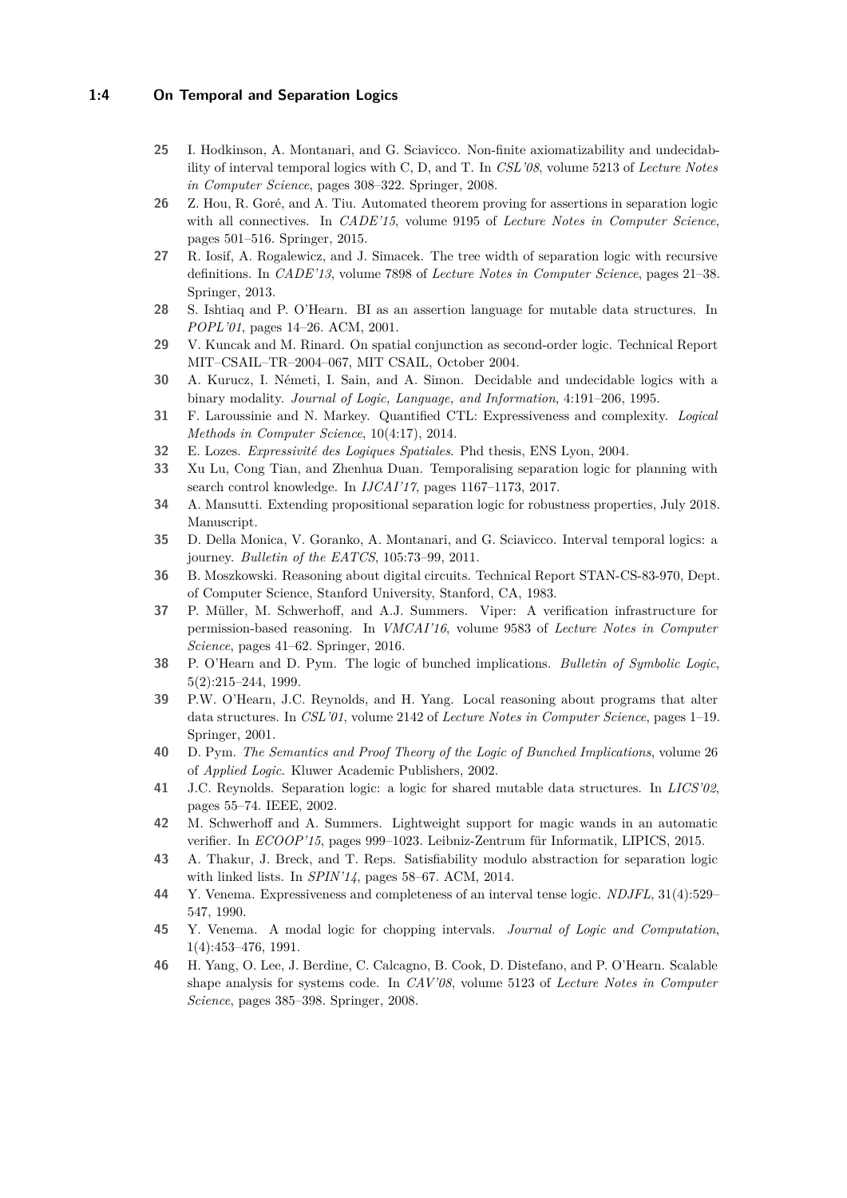25 I. Hodkinson, A. Montanari, and G. Sciavicco. Non-finite axiomatizability and undecidability of interval temporal logics with C, D, and T. In *CSL'08*, volume 5213 of *Lecture Notes in Computer Science*, pages 308–322. Springer, 2008.

26 Z. Hou, R. Goré, and A. Tiu. Automated theorem proving for assertions in separation logic with all connectives. In *CADE'15*, volume 9195 of *Lecture Notes in Computer Science*, pages 501–516. Springer, 2015.

27 R. Iosif, A. Rogalewicz, and J. Simacek. The tree width of separation logic with recursive definitions. In *CADE'13*, volume 7898 of *Lecture Notes in Computer Science*, pages 21–38. Springer, 2013.

28 S. Ishtiaq and P. O'Hearn. BI as an assertion language for mutable data structures. In *POPL'01*, pages 14–26. ACM, 2001.

29 V. Kuncak and M. Rinard. On spatial conjunction as second-order logic. Technical Report MIT–CSAIL–TR–2004–067, MIT CSAIL, October 2004.

30 A. Kurucz, I. Németi, I. Sain, and A. Simon. Decidable and undecidable logics with a binary modality. *Journal of Logic, Language, and Information*, 4:191–206, 1995.

31 F. Laroussinie and N. Markey. Quantified CTL: Expressiveness and complexity. *Logical Methods in Computer Science*, 10(4:17), 2014.

32 E. Lozes. *Expressivité des Logiques Spatiales*. Phd thesis, ENS Lyon, 2004.

33 Xu Lu, Cong Tian, and Zhenhua Duan. Temporalising separation logic for planning with search control knowledge. In *IJCAI'17*, pages 1167–1173, 2017.

34 A. Mansutti. Extending propositional separation logic for robustness properties, July 2018. Manuscript.

35 D. Della Monica, V. Goranko, A. Montanari, and G. Sciavicco. Interval temporal logics: a journey. *Bulletin of the EATCS*, 105:73–99, 2011.

36 B. Moszkowski. Reasoning about digital circuits. Technical Report STAN-CS-83-970, Dept. of Computer Science, Stanford University, Stanford, CA, 1983.

37 P. Müller, M. Schwerhoff, and A.J. Summers. Viper: A verification infrastructure for permission-based reasoning. In *VMCAI'16*, volume 9583 of *Lecture Notes in Computer Science*, pages 41–62. Springer, 2016.

38 P. O'Hearn and D. Pym. The logic of bunched implications. *Bulletin of Symbolic Logic*, 5(2):215–244, 1999.

39 P.W. O'Hearn, J.C. Reynolds, and H. Yang. Local reasoning about programs that alter data structures. In *CSL'01*, volume 2142 of *Lecture Notes in Computer Science*, pages 1–19. Springer, 2001.

40 D. Pym. *The Semantics and Proof Theory of the Logic of Bunched Implications*, volume 26 of *Applied Logic*. Kluwer Academic Publishers, 2002.

41 J.C. Reynolds. Separation logic: a logic for shared mutable data structures. In *LICS'02*, pages 55–74. IEEE, 2002.

42 M. Schwerhoff and A. Summers. Lightweight support for magic wands in an automatic verifier. In *ECOOP'15*, pages 999–1023. Leibniz-Zentrum für Informatik, LIPICS, 2015.

43 A. Thakur, J. Breck, and T. Reps. Satisfiability modulo abstraction for separation logic with linked lists. In *SPIN'14*, pages 58–67. ACM, 2014.

44 Y. Venema. Expressiveness and completeness of an interval tense logic. *NDJFL*, 31(4):529–547, 1990.

45 Y. Venema. A modal logic for chopping intervals. *Journal of Logic and Computation*, 1(4):453–476, 1991.

46 H. Yang, O. Lee, J. Berdine, C. Calcagno, B. Cook, D. Distefano, and P. O'Hearn. Scalable shape analysis for systems code. In *CAV'08*, volume 5123 of *Lecture Notes in Computer Science*, pages 385–398. Springer, 2008.